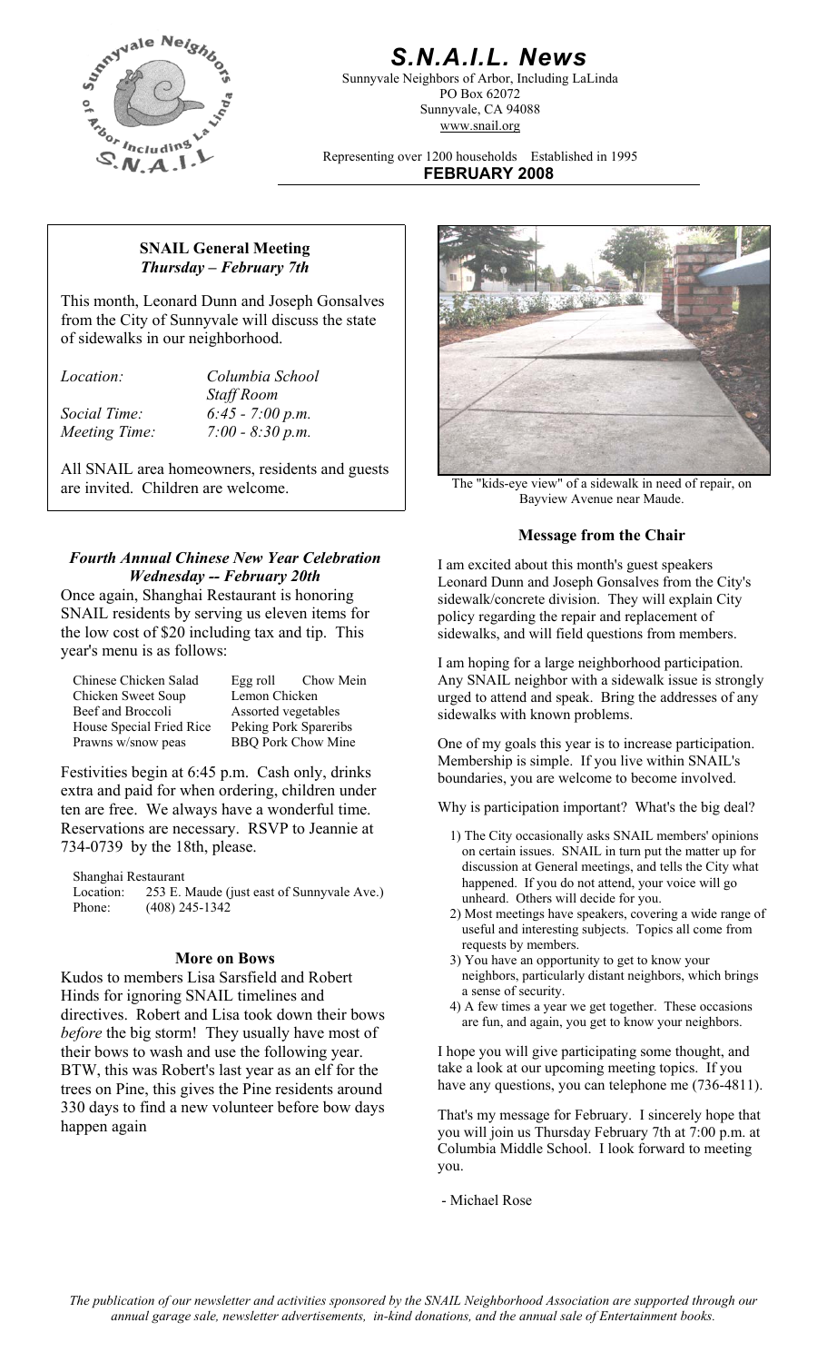# S.N.A.I.L. News

Sunnyvale Neighbors of Arbor, Including LaLinda
PO Box 62072
Sunnyvale, CA 94088
www.snail.org

Representing over 1200 households   Established in 1995

**FEBRUARY 2008**

## SNAIL General Meeting
### *Thursday – February 7th*

This month, Leonard Dunn and Joseph Gonsalves from the City of Sunnyvale will discuss the state of sidewalks in our neighborhood.

| | |
|---|---|
| *Location:* | *Columbia School Staff Room* |
| *Social Time:* | *6:45 - 7:00 p.m.* |
| *Meeting Time:* | *7:00 - 8:30 p.m.* |

All SNAIL area homeowners, residents and guests are invited. Children are welcome.

The "kids-eye view" of a sidewalk in need of repair, on Bayview Avenue near Maude.

### *Fourth Annual Chinese New Year Celebration*
### *Wednesday -- February 20th*

Once again, Shanghai Restaurant is honoring SNAIL residents by serving us eleven items for the low cost of $20 including tax and tip. This year's menu is as follows:

| | | |
|---|---|---|
| Chinese Chicken Salad | Egg roll | Chow Mein |
| Chicken Sweet Soup | Lemon Chicken | |
| Beef and Broccoli | Assorted vegetables | |
| House Special Fried Rice | Peking Pork Spareribs | |
| Prawns w/snow peas | BBQ Pork Chow Mine | |

Festivities begin at 6:45 p.m. Cash only, drinks extra and paid for when ordering, children under ten are free. We always have a wonderful time. Reservations are necessary. RSVP to Jeannie at 734-0739 by the 18th, please.

Shanghai Restaurant
Location: 253 E. Maude (just east of Sunnyvale Ave.)
Phone: (408) 245-1342

### More on Bows

Kudos to members Lisa Sarsfield and Robert Hinds for ignoring SNAIL timelines and directives. Robert and Lisa took down their bows *before* the big storm! They usually have most of their bows to wash and use the following year. BTW, this was Robert's last year as an elf for the trees on Pine, this gives the Pine residents around 330 days to find a new volunteer before bow days happen again

### Message from the Chair

I am excited about this month's guest speakers Leonard Dunn and Joseph Gonsalves from the City's sidewalk/concrete division. They will explain City policy regarding the repair and replacement of sidewalks, and will field questions from members.

I am hoping for a large neighborhood participation. Any SNAIL neighbor with a sidewalk issue is strongly urged to attend and speak. Bring the addresses of any sidewalks with known problems.

One of my goals this year is to increase participation. Membership is simple. If you live within SNAIL's boundaries, you are welcome to become involved.

Why is participation important? What's the big deal?

1) The City occasionally asks SNAIL members' opinions on certain issues. SNAIL in turn put the matter up for discussion at General meetings, and tells the City what happened. If you do not attend, your voice will go unheard. Others will decide for you.
2) Most meetings have speakers, covering a wide range of useful and interesting subjects. Topics all come from requests by members.
3) You have an opportunity to get to know your neighbors, particularly distant neighbors, which brings a sense of security.
4) A few times a year we get together. These occasions are fun, and again, you get to know your neighbors.

I hope you will give participating some thought, and take a look at our upcoming meeting topics. If you have any questions, you can telephone me (736-4811).

That's my message for February. I sincerely hope that you will join us Thursday February 7th at 7:00 p.m. at Columbia Middle School. I look forward to meeting you.

- Michael Rose

*The publication of our newsletter and activities sponsored by the SNAIL Neighborhood Association are supported through our annual garage sale, newsletter advertisements, in-kind donations, and the annual sale of Entertainment books.*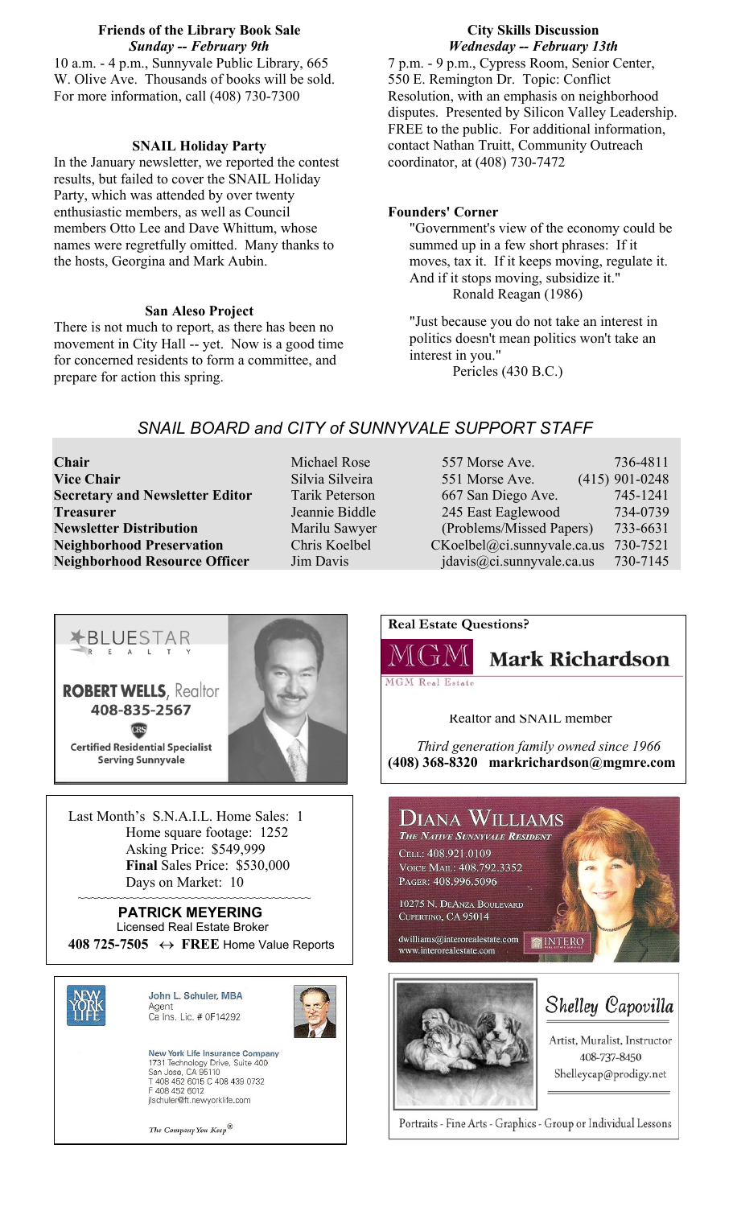### Friends of the Library Book Sale

***Sunday -- February 9th***

10 a.m. - 4 p.m., Sunnyvale Public Library, 665 W. Olive Ave. Thousands of books will be sold. For more information, call (408) 730-7300

### SNAIL Holiday Party

In the January newsletter, we reported the contest results, but failed to cover the SNAIL Holiday Party, which was attended by over twenty enthusiastic members, as well as Council members Otto Lee and Dave Whittum, whose names were regretfully omitted. Many thanks to the hosts, Georgina and Mark Aubin.

### San Aleso Project

There is not much to report, as there has been no movement in City Hall -- yet. Now is a good time for concerned residents to form a committee, and prepare for action this spring.

### City Skills Discussion

***Wednesday -- February 13th***

7 p.m. - 9 p.m., Cypress Room, Senior Center, 550 E. Remington Dr. Topic: Conflict Resolution, with an emphasis on neighborhood disputes. Presented by Silicon Valley Leadership. FREE to the public. For additional information, contact Nathan Truitt, Community Outreach coordinator, at (408) 730-7472

### Founders' Corner

"Government's view of the economy could be summed up in a few short phrases: If it moves, tax it. If it keeps moving, regulate it. And if it stops moving, subsidize it."
Ronald Reagan (1986)

"Just because you do not take an interest in politics doesn't mean politics won't take an interest in you."
Pericles (430 B.C.)

## *SNAIL BOARD and CITY of SUNNYVALE SUPPORT STAFF*

| | | | |
|---|---|---|---|
| **Chair** | Michael Rose | 557 Morse Ave. | 736-4811 |
| **Vice Chair** | Silvia Silveira | 551 Morse Ave. | (415) 901-0248 |
| **Secretary and Newsletter Editor** | Tarik Peterson | 667 San Diego Ave. | 745-1241 |
| **Treasurer** | Jeannie Biddle | 245 East Eaglewood | 734-0739 |
| **Newsletter Distribution** | Marilu Sawyer | (Problems/Missed Papers) | 733-6631 |
| **Neighborhood Preservation** | Chris Koelbel | CKoelbel@ci.sunnyvale.ca.us | 730-7521 |
| **Neighborhood Resource Officer** | Jim Davis | jdavis@ci.sunnyvale.ca.us | 730-7145 |

BLUESTAR REALTY
**ROBERT WELLS**, Realtor
408-835-2567
CRS
Certified Residential Specialist
Serving Sunnyvale

**Real Estate Questions?**
MGM **Mark Richardson**
MGM Real Estate
Realtor and SNAIL member
*Third generation family owned since 1966*
**(408) 368-8320 markrichardson@mgmre.com**

Last Month's S.N.A.I.L. Home Sales: 1
Home square footage: 1252
Asking Price: $549,999
**Final** Sales Price: $530,000
Days on Market: 10

**PATRICK MEYERING**
Licensed Real Estate Broker
**408 725-7505** ↔ **FREE** Home Value Reports

DIANA WILLIAMS
*THE NATIVE SUNNYVALE RESIDENT*
CELL: 408.921.0109
VOICE MAIL: 408.792.3352
PAGER: 408.996.5096
10275 N. DEANZA BOULEVARD
CUPERTINO, CA 95014
dwilliams@interorealestate.com
www.interorealestate.com
INTERO

NEW YORK LIFE
John L. Schuler, MBA
Agent
Ca Ins. Lic. # 0F14292
New York Life Insurance Company
1731 Technology Drive, Suite 400
San Jose, CA 95110
T 408 452 6015 C 408 439 0732
F 408 452 6012
jlschuler@ft.newyorklife.com
*The Company You Keep®*

Shelley Capovilla
Artist, Muralist, Instructor
408-737-8450
Shelleycap@prodigy.net
Portraits - Fine Arts - Graphics - Group or Individual Lessons